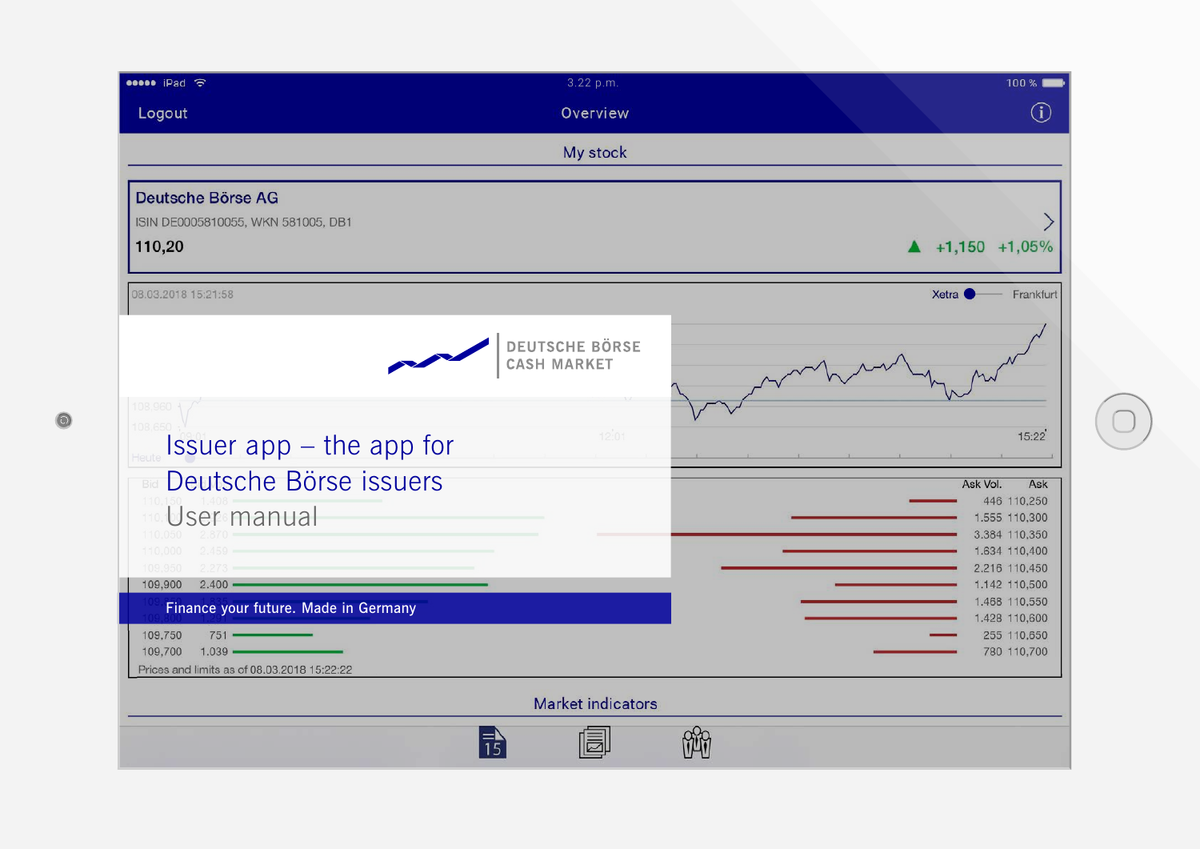DEUTSCHE BÖRSE
CASH MARKET

# Issuer app – the app for Deutsche Börse issuers

## User manual

Finance your future. Made in Germany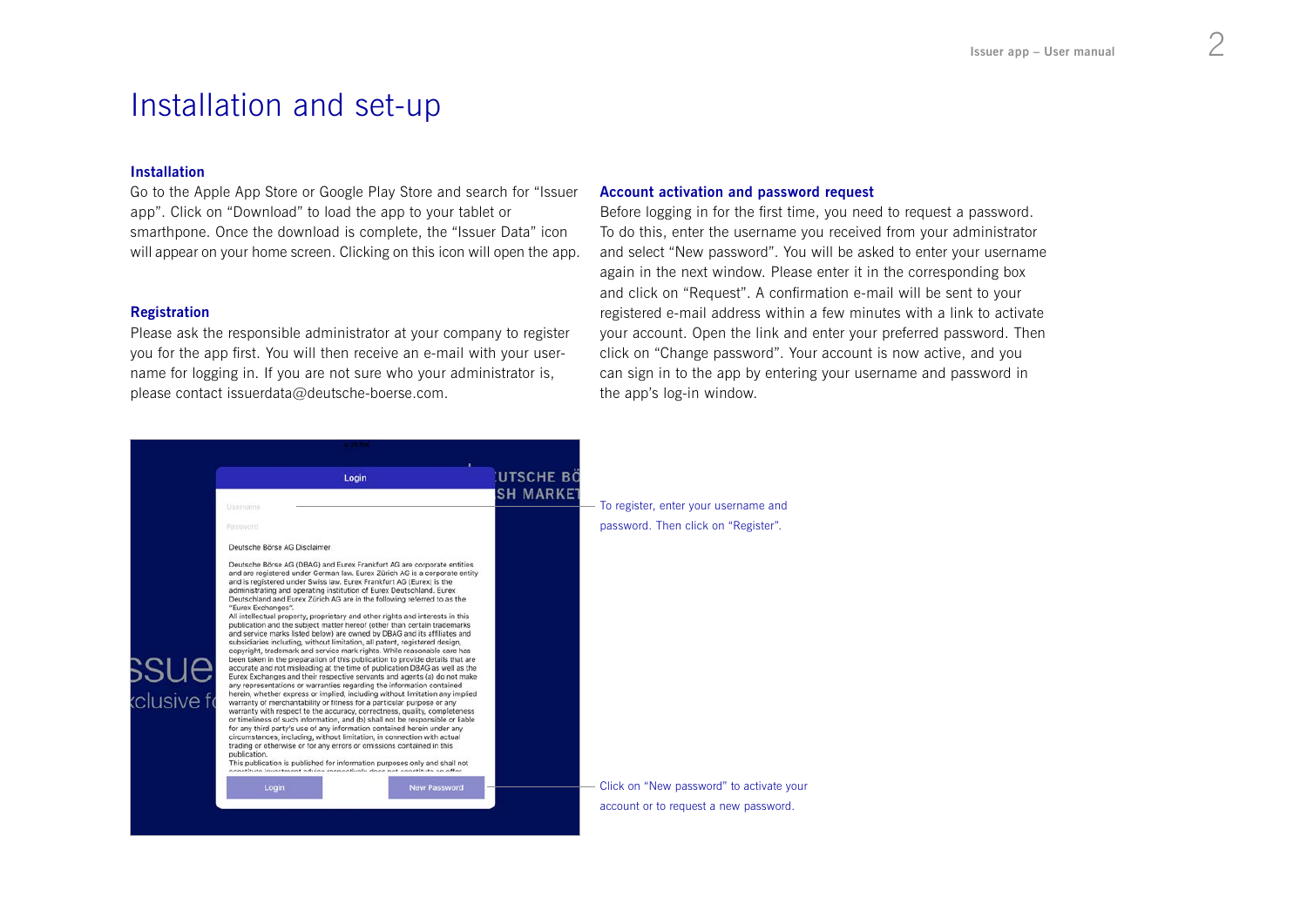# Installation and set-up

### Installation

Go to the Apple App Store or Google Play Store and search for "Issuer app". Click on "Download" to load the app to your tablet or smarthpone. Once the download is complete, the "Issuer Data" icon will appear on your home screen. Clicking on this icon will open the app.

### Registration

Please ask the responsible administrator at your company to register you for the app first. You will then receive an e-mail with your user-name for logging in. If you are not sure who your administrator is, please contact issuerdata@deutsche-boerse.com.

### Account activation and password request

Before logging in for the first time, you need to request a password. To do this, enter the username you received from your administrator and select "New password". You will be asked to enter your username again in the next window. Please enter it in the corresponding box and click on "Request". A confirmation e-mail will be sent to your registered e-mail address within a few minutes with a link to activate your account. Open the link and enter your preferred password. Then click on "Change password". Your account is now active, and you can sign in to the app by entering your username and password in the app's log-in window.

To register, enter your username and password. Then click on "Register".

Click on "New password" to activate your account or to request a new password.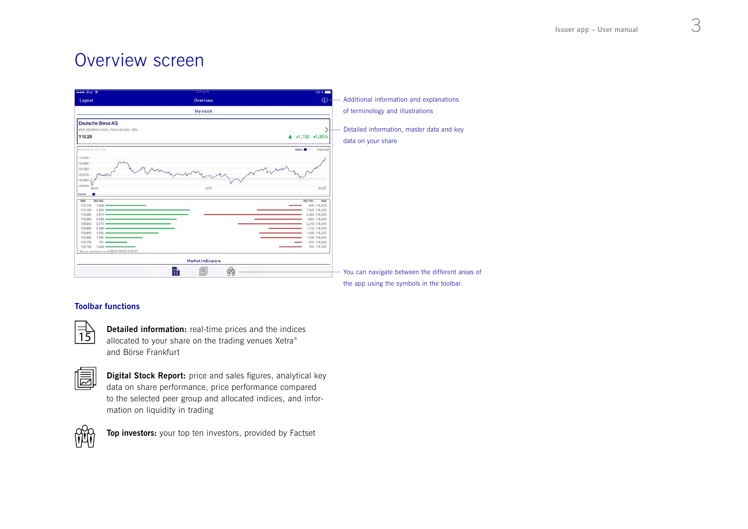# Overview screen

Additional information and explanations of terminology and illustrations

Detailed information, master data and key data on your share

You can navigate between the different areas of the app using the symbols in the toolbar.

## Toolbar functions

**Detailed information:** real-time prices and the indices allocated to your share on the trading venues Xetra® and Börse Frankfurt

**Digital Stock Report:** price and sales figures, analytical key data on share performance, price performance compared to the selected peer group and allocated indices, and information on liquidity in trading

**Top investors:** your top ten investors, provided by Factset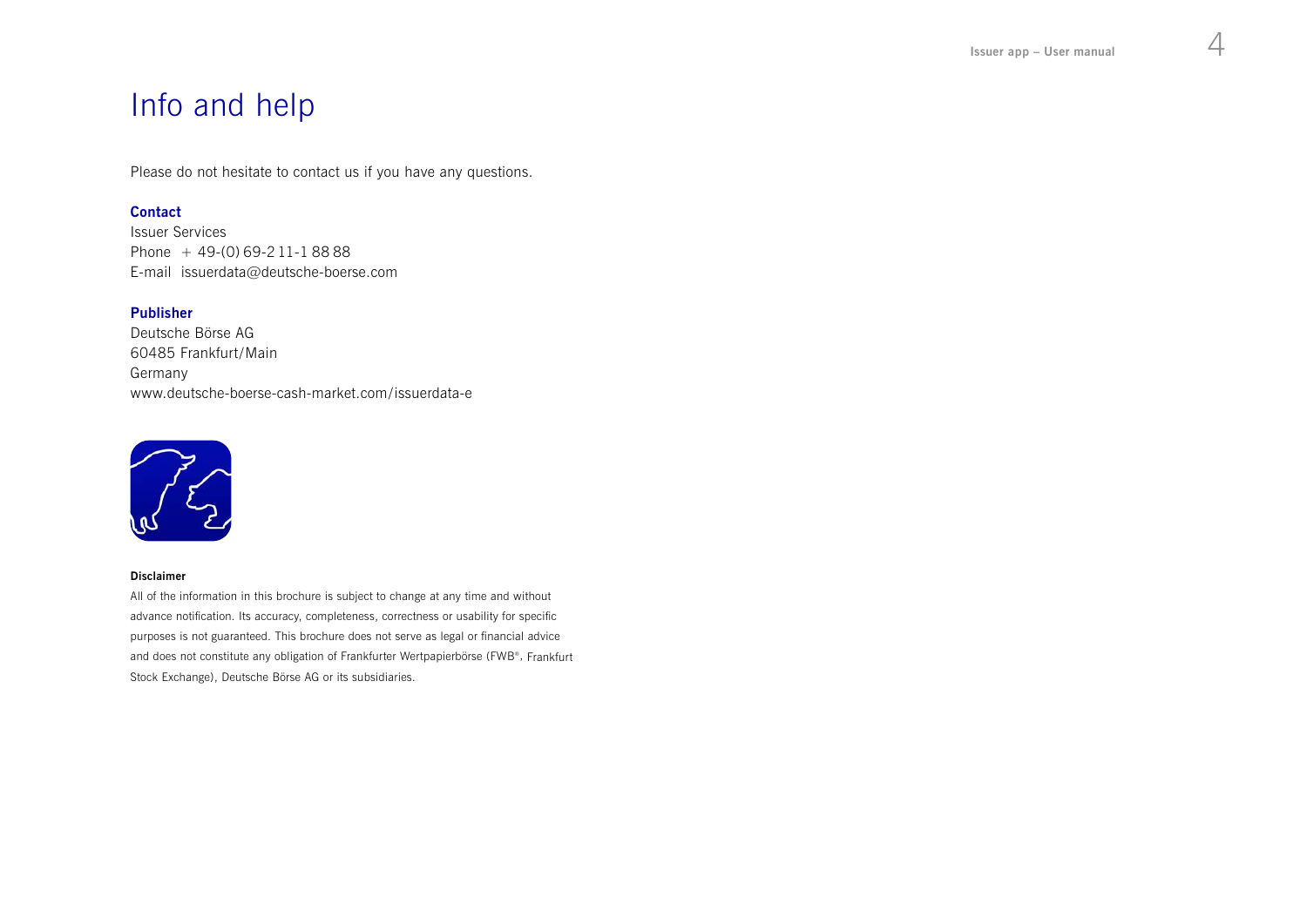# Info and help

Please do not hesitate to contact us if you have any questions.

**Contact**
Issuer Services
Phone + 49-(0) 69-2 11-1 88 88
E-mail issuerdata@deutsche-boerse.com

**Publisher**
Deutsche Börse AG
60485 Frankfurt/Main
Germany
www.deutsche-boerse-cash-market.com/issuerdata-e

**Disclaimer**
All of the information in this brochure is subject to change at any time and without advance notification. Its accuracy, completeness, correctness or usability for specific purposes is not guaranteed. This brochure does not serve as legal or financial advice and does not constitute any obligation of Frankfurter Wertpapierbörse (FWB®, Frankfurt Stock Exchange), Deutsche Börse AG or its subsidiaries.